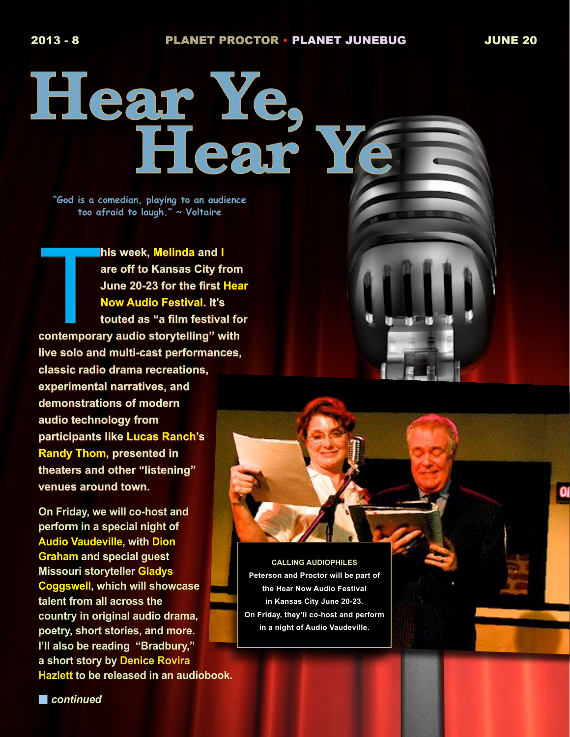# Hear Ye, Hear Ye

"God is a comedian, playing to an audience too afraid to laugh." ~ Voltaire

This week, Melinda and I are off to Kansas City from June 20-23 for the first Hear Now Audio Festival. It's touted as "a film festival for contemporary audio storytelling" with live solo and multi-cast performances, classic radio drama recreations, experimental narratives, and demonstrations of modern audio technology from participants like Lucas Ranch's Randy Thom, presented in theaters and other "listening" venues around town.

On Friday, we will co-host and perform in a special night of Audio Vaudeville, with Dion Graham and special guest Missouri storyteller Gladys Coggswell, which will showcase talent from all across the country in original audio drama, poetry, short stories, and more. I'll also be reading "Bradbury," a short story by Denice Rovira Hazlett to be released in an audiobook.

**CALLING AUDIOPHILES**
Peterson and Proctor will be part of the Hear Now Audio Festival in Kansas City June 20-23. On Friday, they'll co-host and perform in a night of Audio Vaudeville.

*continued*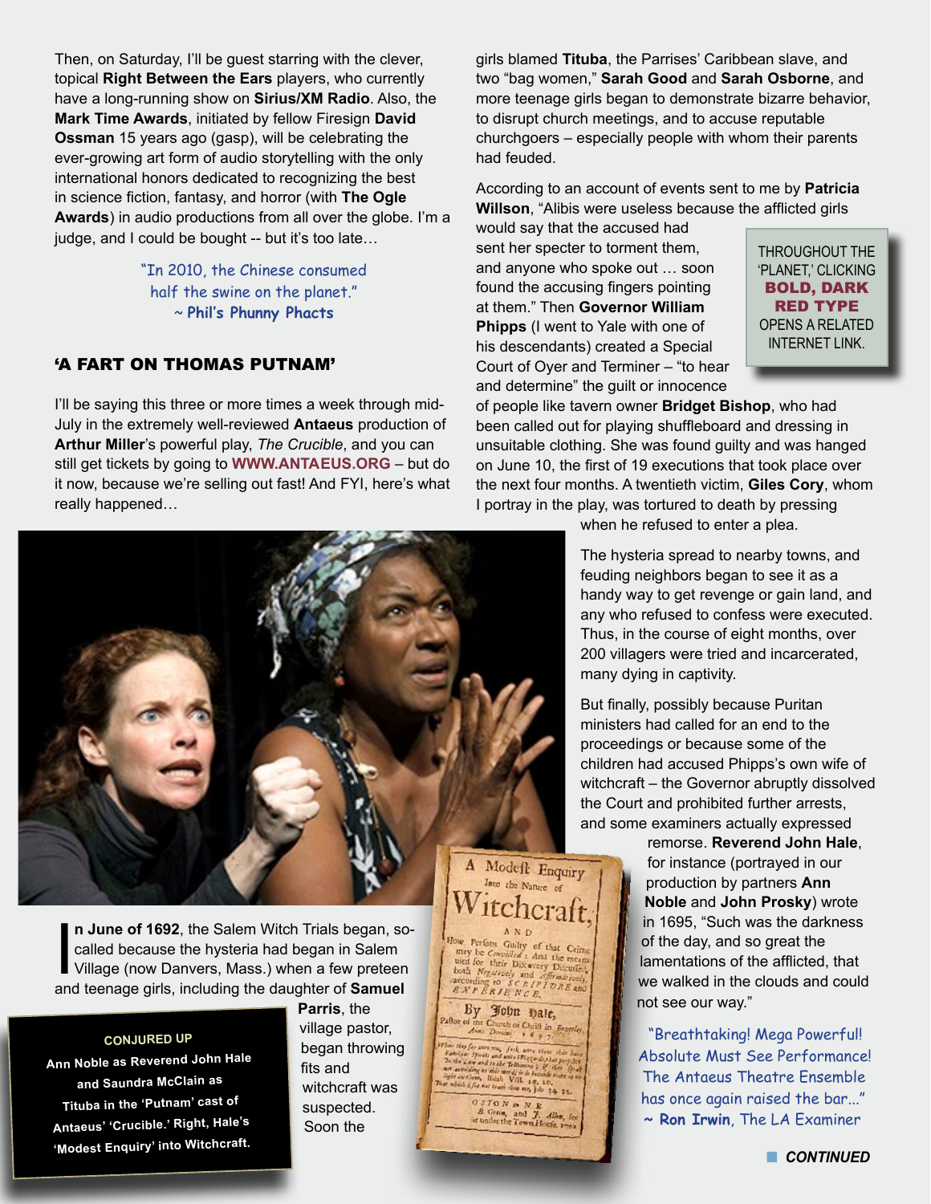Then, on Saturday, I'll be guest starring with the clever, topical **Right Between the Ears** players, who currently have a long-running show on **Sirius/XM Radio**. Also, the **Mark Time Awards**, initiated by fellow Firesign **David Ossman** 15 years ago (gasp), will be celebrating the ever-growing art form of audio storytelling with the only international honors dedicated to recognizing the best in science fiction, fantasy, and horror (with **The Ogle Awards**) in audio productions from all over the globe. I'm a judge, and I could be bought -- but it's too late…

"In 2010, the Chinese consumed half the swine on the planet."
~ **Phil's Phunny Phacts**

## 'A FART ON THOMAS PUTNAM'

I'll be saying this three or more times a week through mid-July in the extremely well-reviewed **Antaeus** production of **Arthur Miller**'s powerful play, *The Crucible*, and you can still get tickets by going to **WWW.ANTAEUS.ORG** – but do it now, because we're selling out fast! And FYI, here's what really happened…

**In June of 1692**, the Salem Witch Trials began, so-called because the hysteria had began in Salem Village (now Danvers, Mass.) when a few preteen and teenage girls, including the daughter of **Samuel Parris**, the village pastor, began throwing fits and witchcraft was suspected. Soon the girls blamed **Tituba**, the Parrises' Caribbean slave, and two "bag women," **Sarah Good** and **Sarah Osborne**, and more teenage girls began to demonstrate bizarre behavior, to disrupt church meetings, and to accuse reputable churchgoers – especially people with whom their parents had feuded.

**CONJURED UP**
Ann Noble as Reverend John Hale and Saundra McClain as Tituba in the 'Putnam' cast of Antaeus' 'Crucible.' Right, Hale's 'Modest Enquiry' into Witchcraft.

According to an account of events sent to me by **Patricia Willson**, "Alibis were useless because the afflicted girls would say that the accused had sent her specter to torment them, and anyone who spoke out … soon found the accusing fingers pointing at them." Then **Governor William Phipps** (I went to Yale with one of his descendants) created a Special Court of Oyer and Terminer – "to hear and determine" the guilt or innocence of people like tavern owner **Bridget Bishop**, who had been called out for playing shuffleboard and dressing in unsuitable clothing. She was found guilty and was hanged on June 10, the first of 19 executions that took place over the next four months. A twentieth victim, **Giles Cory**, whom I portray in the play, was tortured to death by pressing when he refused to enter a plea.

THROUGHOUT THE 'PLANET,' CLICKING **BOLD, DARK RED TYPE** OPENS A RELATED INTERNET LINK.

The hysteria spread to nearby towns, and feuding neighbors began to see it as a handy way to get revenge or gain land, and any who refused to confess were executed. Thus, in the course of eight months, over 200 villagers were tried and incarcerated, many dying in captivity.

But finally, possibly because Puritan ministers had called for an end to the proceedings or because some of the children had accused Phipps's own wife of witchcraft – the Governor abruptly dissolved the Court and prohibited further arrests, and some examiners actually expressed remorse. **Reverend John Hale**, for instance (portrayed in our production by partners **Ann Noble** and **John Prosky**) wrote in 1695, "Such was the darkness of the day, and so great the lamentations of the afflicted, that we walked in the clouds and could not see our way."

"Breathtaking! Mega Powerful! Absolute Must See Performance! The Antaeus Theatre Ensemble has once again raised the bar..."
~ **Ron Irwin**, The LA Examiner

**CONTINUED**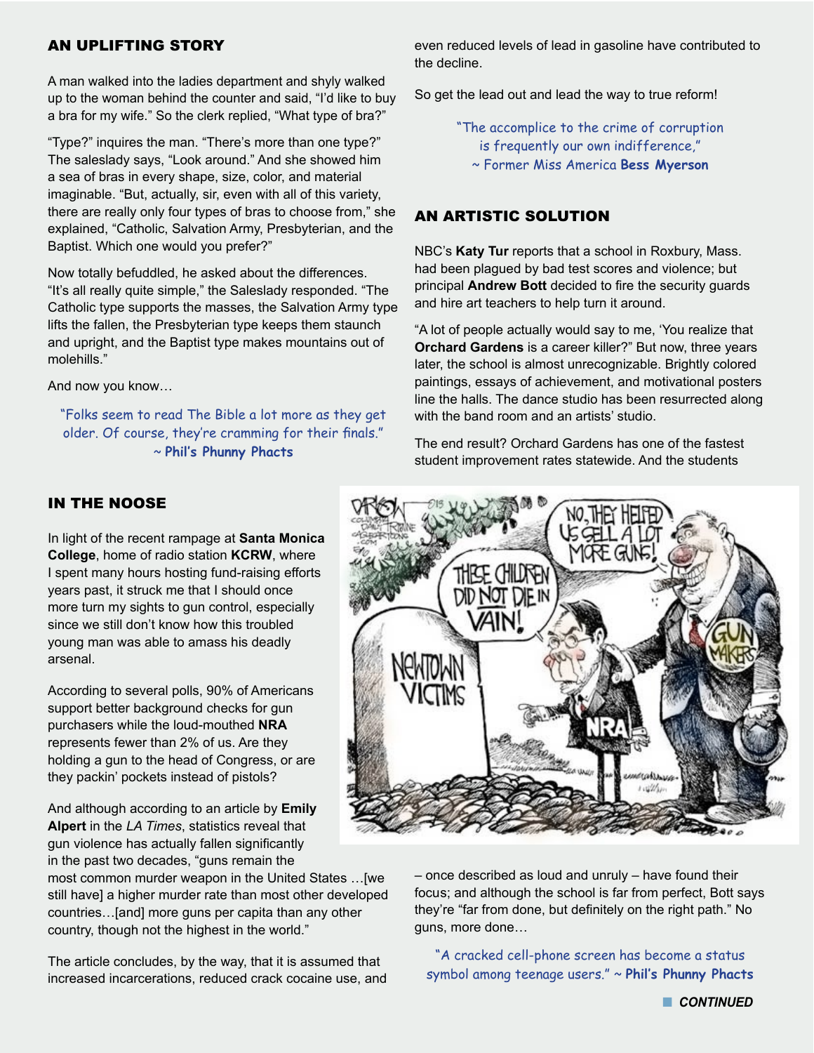## AN UPLIFTING STORY

A man walked into the ladies department and shyly walked up to the woman behind the counter and said, "I'd like to buy a bra for my wife." So the clerk replied, "What type of bra?"

"Type?" inquires the man. "There's more than one type?" The saleslady says, "Look around." And she showed him a sea of bras in every shape, size, color, and material imaginable. "But, actually, sir, even with all of this variety, there are really only four types of bras to choose from," she explained, "Catholic, Salvation Army, Presbyterian, and the Baptist. Which one would you prefer?"

Now totally befuddled, he asked about the differences. "It's all really quite simple," the Saleslady responded. "The Catholic type supports the masses, the Salvation Army type lifts the fallen, the Presbyterian type keeps them staunch and upright, and the Baptist type makes mountains out of molehills."

And now you know…

"Folks seem to read The Bible a lot more as they get older. Of course, they're cramming for their finals." ~ **Phil's Phunny Phacts**

## IN THE NOOSE

In light of the recent rampage at **Santa Monica College**, home of radio station **KCRW**, where I spent many hours hosting fund-raising efforts years past, it struck me that I should once more turn my sights to gun control, especially since we still don't know how this troubled young man was able to amass his deadly arsenal.

According to several polls, 90% of Americans support better background checks for gun purchasers while the loud-mouthed **NRA** represents fewer than 2% of us. Are they holding a gun to the head of Congress, or are they packin' pockets instead of pistols?

And although according to an article by **Emily Alpert** in the *LA Times*, statistics reveal that gun violence has actually fallen significantly in the past two decades, "guns remain the most common murder weapon in the United States …[we still have] a higher murder rate than most other developed countries…[and] more guns per capita than any other country, though not the highest in the world."

The article concludes, by the way, that it is assumed that increased incarcerations, reduced crack cocaine use, and even reduced levels of lead in gasoline have contributed to the decline.

So get the lead out and lead the way to true reform!

"The accomplice to the crime of corruption is frequently our own indifference," ~ Former Miss America **Bess Myerson**

## AN ARTISTIC SOLUTION

NBC's **Katy Tur** reports that a school in Roxbury, Mass. had been plagued by bad test scores and violence; but principal **Andrew Bott** decided to fire the security guards and hire art teachers to help turn it around.

"A lot of people actually would say to me, 'You realize that **Orchard Gardens** is a career killer?" But now, three years later, the school is almost unrecognizable. Brightly colored paintings, essays of achievement, and motivational posters line the halls. The dance studio has been resurrected along with the band room and an artists' studio.

The end result? Orchard Gardens has one of the fastest student improvement rates statewide. And the students – once described as loud and unruly – have found their focus; and although the school is far from perfect, Bott says they're "far from done, but definitely on the right path." No guns, more done…

"A cracked cell-phone screen has become a status symbol among teenage users." ~ **Phil's Phunny Phacts**

***CONTINUED***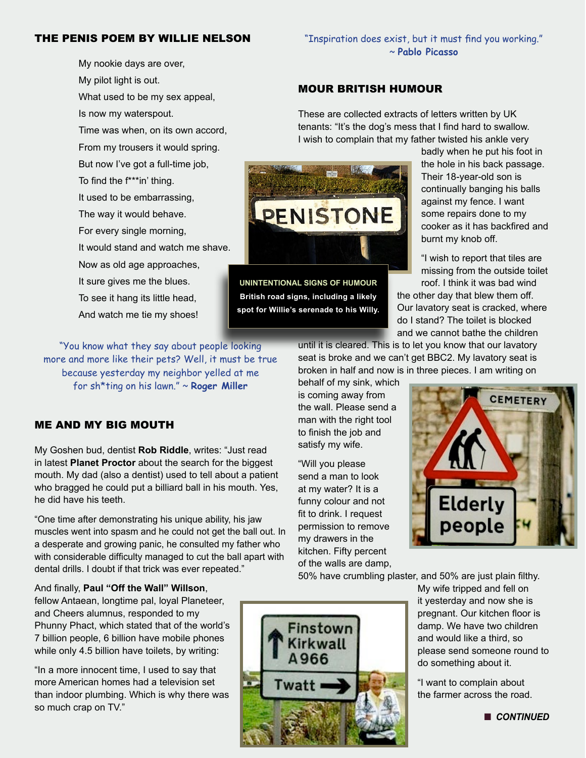## THE PENIS POEM BY WILLIE NELSON

My nookie days are over,
My pilot light is out.
What used to be my sex appeal,
Is now my waterspout.
Time was when, on its own accord,
From my trousers it would spring.
But now I've got a full-time job,
To find the f***in' thing.
It used to be embarrassing,
The way it would behave.
For every single morning,
It would stand and watch me shave.
Now as old age approaches,
It sure gives me the blues.
To see it hang its little head,
And watch me tie my shoes!

"You know what they say about people looking more and more like their pets? Well, it must be true because yesterday my neighbor yelled at me for sh*ting on his lawn." ~ **Roger Miller**

## ME AND MY BIG MOUTH

My Goshen bud, dentist **Rob Riddle**, writes: "Just read in latest **Planet Proctor** about the search for the biggest mouth. My dad (also a dentist) used to tell about a patient who bragged he could put a billiard ball in his mouth. Yes, he did have his teeth.

"One time after demonstrating his unique ability, his jaw muscles went into spasm and he could not get the ball out. In a desperate and growing panic, he consulted my father who with considerable difficulty managed to cut the ball apart with dental drills. I doubt if that trick was ever repeated."

And finally, **Paul "Off the Wall" Willson**, fellow Antaean, longtime pal, loyal Planeteer, and Cheers alumnus, responded to my Phunny Phact, which stated that of the world's 7 billion people, 6 billion have mobile phones while only 4.5 billion have toilets, by writing:

"In a more innocent time, I used to say that more American homes had a television set than indoor plumbing. Which is why there was so much crap on TV."

"Inspiration does exist, but it must find you working." ~ **Pablo Picasso**

## MOUR BRITISH HUMOUR

These are collected extracts of letters written by UK tenants: "It's the dog's mess that I find hard to swallow. I wish to complain that my father twisted his ankle very badly when he put his foot in the hole in his back passage. Their 18-year-old son is continually banging his balls against my fence. I want some repairs done to my cooker as it has backfired and burnt my knob off.

**UNINTENTIONAL SIGNS OF HUMOUR**
**British road signs, including a likely spot for Willie's serenade to his Willy.**

"I wish to report that tiles are missing from the outside toilet roof. I think it was bad wind the other day that blew them off. Our lavatory seat is cracked, where do I stand? The toilet is blocked and we cannot bathe the children until it is cleared. This is to let you know that our lavatory seat is broke and we can't get BBC2. My lavatory seat is broken in half and now is in three pieces. I am writing on behalf of my sink, which is coming away from the wall. Please send a man with the right tool to finish the job and satisfy my wife.

"Will you please send a man to look at my water? It is a funny colour and not fit to drink. I request permission to remove my drawers in the kitchen. Fifty percent of the walls are damp, 50% have crumbling plaster, and 50% are just plain filthy. My wife tripped and fell on it yesterday and now she is pregnant. Our kitchen floor is damp. We have two children and would like a third, so please send someone round to do something about it.

"I want to complain about the farmer across the road.

■ ***CONTINUED***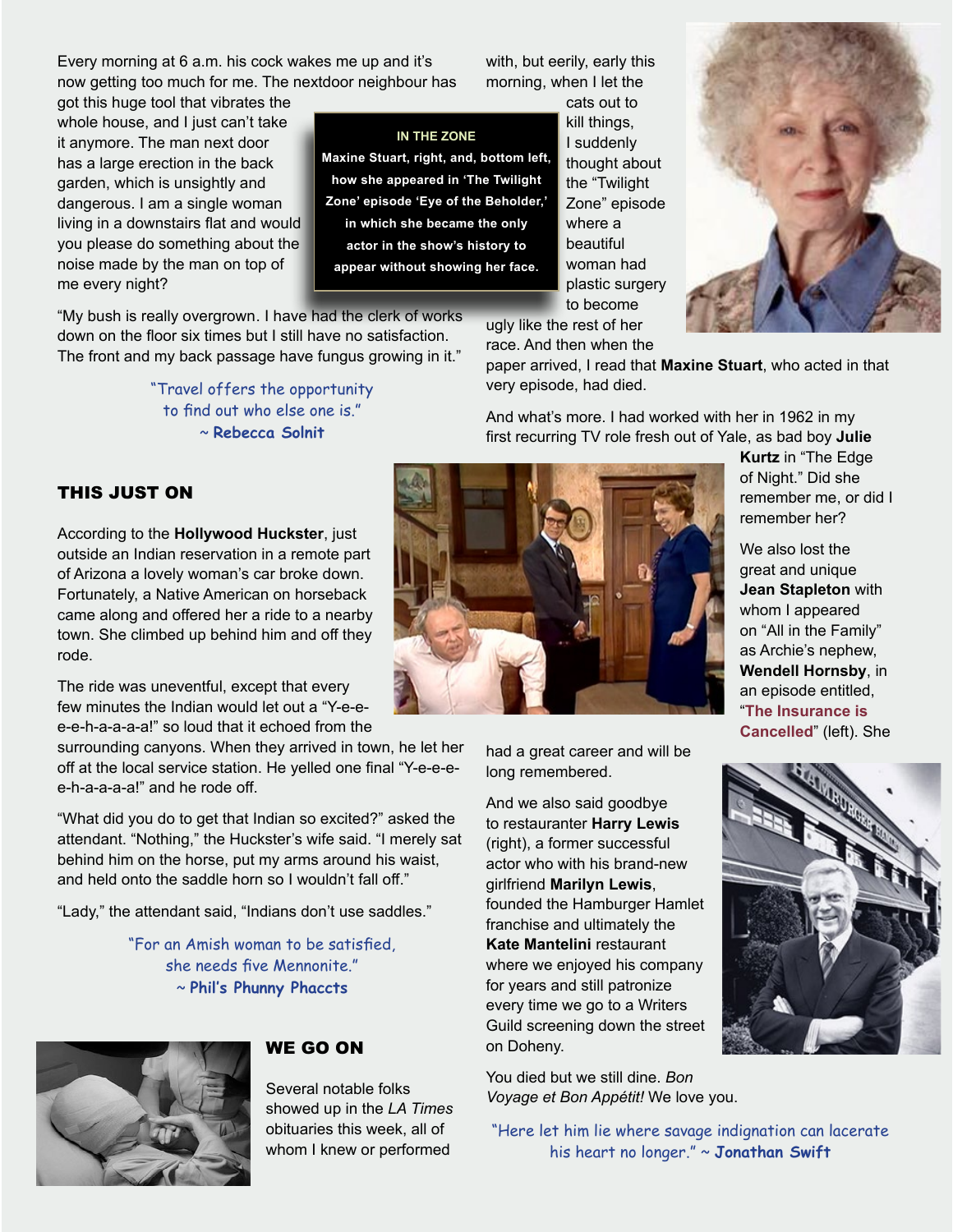Every morning at 6 a.m. his cock wakes me up and it's now getting too much for me. The nextdoor neighbour has got this huge tool that vibrates the whole house, and I just can't take it anymore. The man next door has a large erection in the back garden, which is unsightly and dangerous. I am a single woman living in a downstairs flat and would you please do something about the noise made by the man on top of me every night?

"My bush is really overgrown. I have had the clerk of works down on the floor six times but I still have no satisfaction. The front and my back passage have fungus growing in it."

> "Travel offers the opportunity to find out who else one is."
> ~ **Rebecca Solnit**

## THIS JUST ON

According to the **Hollywood Huckster**, just outside an Indian reservation in a remote part of Arizona a lovely woman's car broke down. Fortunately, a Native American on horseback came along and offered her a ride to a nearby town. She climbed up behind him and off they rode.

The ride was uneventful, except that every few minutes the Indian would let out a "Y-e-e-e-e-h-a-a-a-a!" so loud that it echoed from the surrounding canyons. When they arrived in town, he let her off at the local service station. He yelled one final "Y-e-e-e-e-h-a-a-a-a!" and he rode off.

"What did you do to get that Indian so excited?" asked the attendant. "Nothing," the Huckster's wife said. "I merely sat behind him on the horse, put my arms around his waist, and held onto the saddle horn so I wouldn't fall off."

"Lady," the attendant said, "Indians don't use saddles."

> "For an Amish woman to be satisfied, she needs five Mennonite."
> ~ **Phil's Phunny Phaccts**

## WE GO ON

Several notable folks showed up in the *LA Times* obituaries this week, all of whom I knew or performed with, but eerily, early this morning, when I let the cats out to kill things, I suddenly thought about the "Twilight Zone" episode where a beautiful woman had plastic surgery to become ugly like the rest of her race. And then when the paper arrived, I read that **Maxine Stuart**, who acted in that very episode, had died.

**IN THE ZONE**
**Maxine Stuart, right, and, bottom left, how she appeared in 'The Twilight Zone' episode 'Eye of the Beholder,' in which she became the only actor in the show's history to appear without showing her face.**

And what's more. I had worked with her in 1962 in my first recurring TV role fresh out of Yale, as bad boy **Julie Kurtz** in "The Edge of Night." Did she remember me, or did I remember her?

We also lost the great and unique **Jean Stapleton** with whom I appeared on "All in the Family" as Archie's nephew, **Wendell Hornsby**, in an episode entitled, "**The Insurance is Cancelled**" (left). She had a great career and will be long remembered.

And we also said goodbye to restauranter **Harry Lewis** (right), a former successful actor who with his brand-new girlfriend **Marilyn Lewis**, founded the Hamburger Hamlet franchise and ultimately the **Kate Mantelini** restaurant where we enjoyed his company for years and still patronize every time we go to a Writers Guild screening down the street on Doheny.

You died but we still dine. *Bon Voyage et Bon Appétit!* We love you.

> "Here let him lie where savage indignation can lacerate his heart no longer." ~ **Jonathan Swift**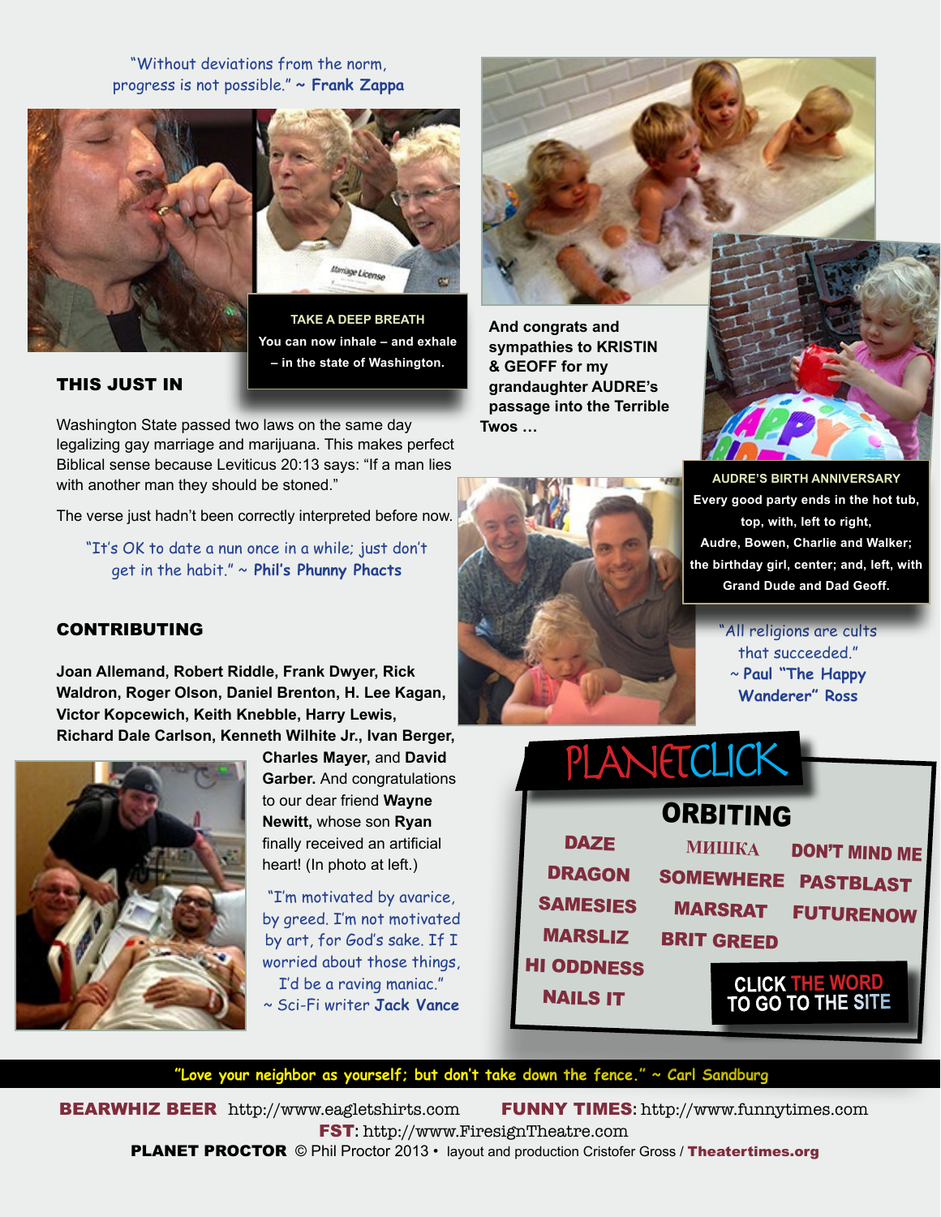"Without deviations from the norm, progress is not possible." ~ **Frank Zappa**

**TAKE A DEEP BREATH**
**You can now inhale – and exhale – in the state of Washington.**

## THIS JUST IN

Washington State passed two laws on the same day legalizing gay marriage and marijuana. This makes perfect Biblical sense because Leviticus 20:13 says: "If a man lies with another man they should be stoned."

The verse just hadn't been correctly interpreted before now.

"It's OK to date a nun once in a while; just don't get in the habit." ~ **Phil's Phunny Phacts**

## CONTRIBUTING

**Joan Allemand, Robert Riddle, Frank Dwyer, Rick Waldron, Roger Olson, Daniel Brenton, H. Lee Kagan, Victor Kopcewich, Keith Knebble, Harry Lewis, Richard Dale Carlson, Kenneth Wilhite Jr., Ivan Berger, Charles Mayer,** and **David Garber.** And congratulations to our dear friend **Wayne Newitt,** whose son **Ryan** finally received an artificial heart! (In photo at left.)

"I'm motivated by avarice, by greed. I'm not motivated by art, for God's sake. If I worried about those things, I'd be a raving maniac." ~ Sci-Fi writer **Jack Vance**

**And congrats and sympathies to KRISTIN & GEOFF for my grandaughter AUDRE's passage into the Terrible Twos …**

**AUDRE'S BIRTH ANNIVERSARY**
**Every good party ends in the hot tub, top, with, left to right, Audre, Bowen, Charlie and Walker; the birthday girl, center; and, left, with Grand Dude and Dad Geoff.**

"All religions are cults that succeeded." ~ **Paul "The Happy Wanderer" Ross**

## PLANETCLICK

### ORBITING

DAZE
DRAGON
SAMESIES
MARSLIZ
HI ODDNESS
NAILS IT
МИШКА
SOMEWHERE
MARSRAT
BRIT GREED
DON'T MIND ME
PASTBLAST
FUTURENOW

**CLICK THE WORD TO GO TO THE SITE**

"Love your neighbor as yourself; but don't take down the fence." ~ Carl Sandburg

**BEARWHIZ BEER** http://www.eagletshirts.com **FUNNY TIMES**: http://www.funnytimes.com
**FST**: http://www.FiresignTheatre.com
**PLANET PROCTOR** © Phil Proctor 2013 • layout and production Cristofer Gross / **Theatertimes.org**